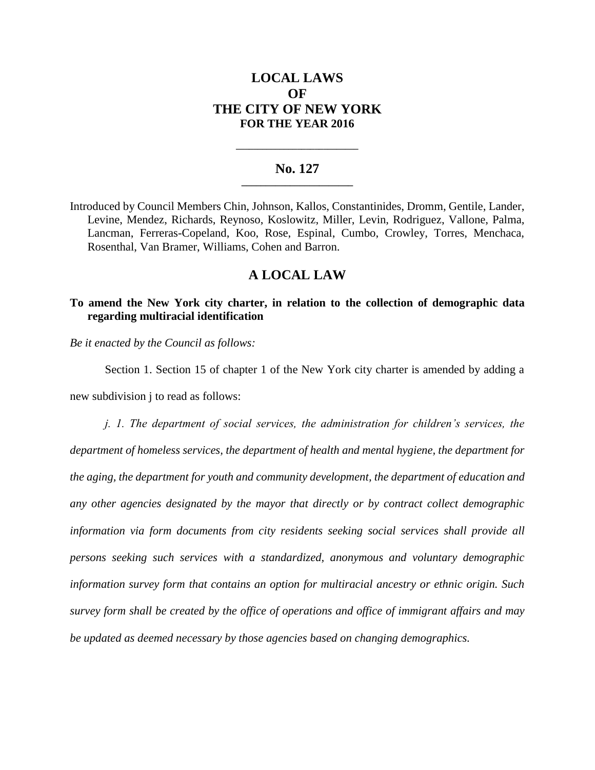# LOCAL LAWS
# OF
# THE CITY OF NEW YORK
## FOR THE YEAR 2016

---

## No. 127

---

Introduced by Council Members Chin, Johnson, Kallos, Constantinides, Dromm, Gentile, Lander, Levine, Mendez, Richards, Reynoso, Koslowitz, Miller, Levin, Rodriguez, Vallone, Palma, Lancman, Ferreras-Copeland, Koo, Rose, Espinal, Cumbo, Crowley, Torres, Menchaca, Rosenthal, Van Bramer, Williams, Cohen and Barron.

## A LOCAL LAW

**To amend the New York city charter, in relation to the collection of demographic data regarding multiracial identification**

*Be it enacted by the Council as follows:*

Section 1. Section 15 of chapter 1 of the New York city charter is amended by adding a new subdivision j to read as follows:

*j. 1. The department of social services, the administration for children's services, the department of homeless services, the department of health and mental hygiene, the department for the aging, the department for youth and community development, the department of education and any other agencies designated by the mayor that directly or by contract collect demographic information via form documents from city residents seeking social services shall provide all persons seeking such services with a standardized, anonymous and voluntary demographic information survey form that contains an option for multiracial ancestry or ethnic origin. Such survey form shall be created by the office of operations and office of immigrant affairs and may be updated as deemed necessary by those agencies based on changing demographics.*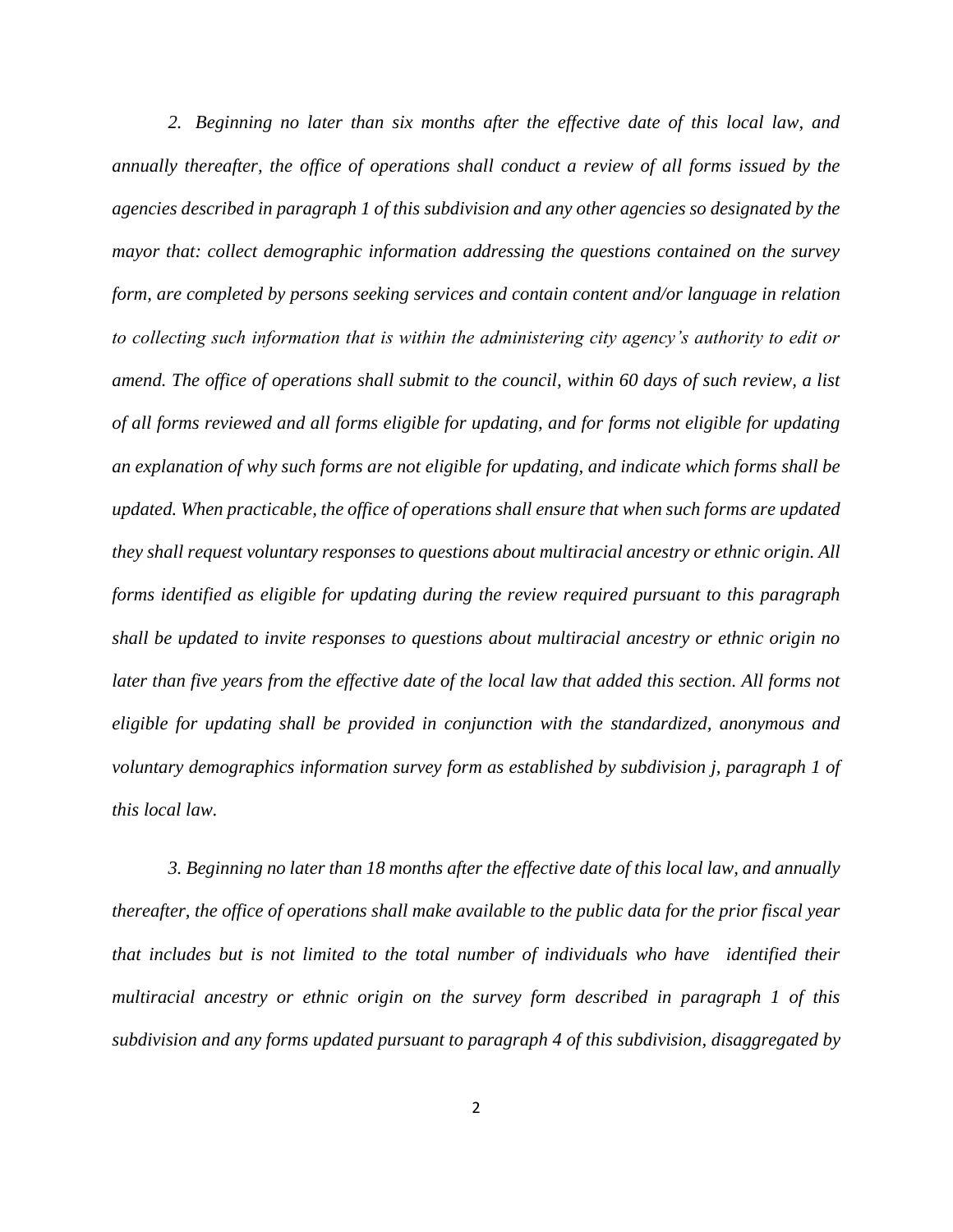*2. Beginning no later than six months after the effective date of this local law, and annually thereafter, the office of operations shall conduct a review of all forms issued by the agencies described in paragraph 1 of this subdivision and any other agencies so designated by the mayor that: collect demographic information addressing the questions contained on the survey form, are completed by persons seeking services and contain content and/or language in relation to collecting such information that is within the administering city agency's authority to edit or amend. The office of operations shall submit to the council, within 60 days of such review, a list of all forms reviewed and all forms eligible for updating, and for forms not eligible for updating an explanation of why such forms are not eligible for updating, and indicate which forms shall be updated. When practicable, the office of operations shall ensure that when such forms are updated they shall request voluntary responses to questions about multiracial ancestry or ethnic origin. All forms identified as eligible for updating during the review required pursuant to this paragraph shall be updated to invite responses to questions about multiracial ancestry or ethnic origin no later than five years from the effective date of the local law that added this section. All forms not eligible for updating shall be provided in conjunction with the standardized, anonymous and voluntary demographics information survey form as established by subdivision j, paragraph 1 of this local law.*

*3. Beginning no later than 18 months after the effective date of this local law, and annually thereafter, the office of operations shall make available to the public data for the prior fiscal year that includes but is not limited to the total number of individuals who have identified their multiracial ancestry or ethnic origin on the survey form described in paragraph 1 of this subdivision and any forms updated pursuant to paragraph 4 of this subdivision, disaggregated by*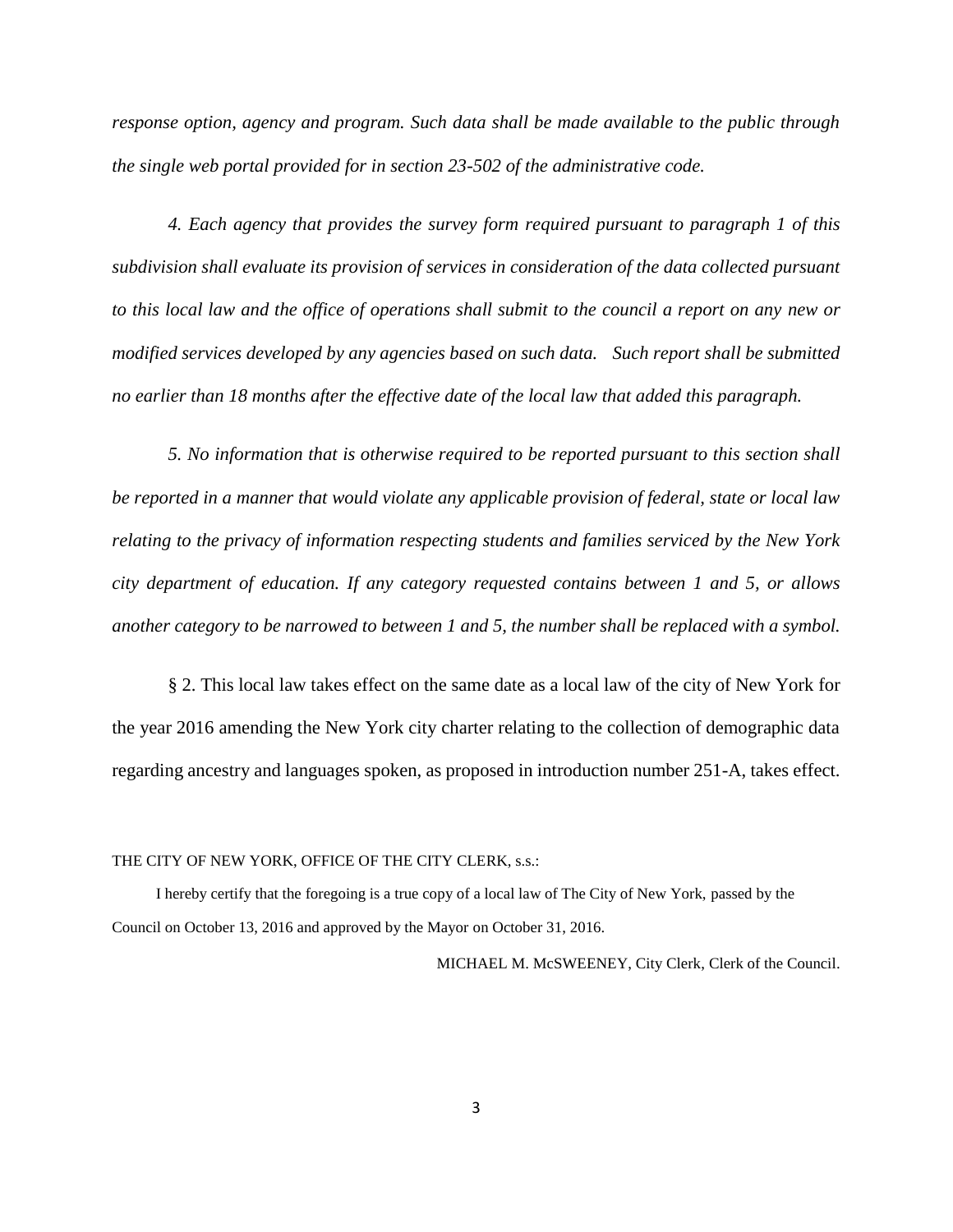*response option, agency and program. Such data shall be made available to the public through the single web portal provided for in section 23-502 of the administrative code.*

*4. Each agency that provides the survey form required pursuant to paragraph 1 of this subdivision shall evaluate its provision of services in consideration of the data collected pursuant to this local law and the office of operations shall submit to the council a report on any new or modified services developed by any agencies based on such data. Such report shall be submitted no earlier than 18 months after the effective date of the local law that added this paragraph.*

*5. No information that is otherwise required to be reported pursuant to this section shall be reported in a manner that would violate any applicable provision of federal, state or local law relating to the privacy of information respecting students and families serviced by the New York city department of education. If any category requested contains between 1 and 5, or allows another category to be narrowed to between 1 and 5, the number shall be replaced with a symbol.*

§ 2. This local law takes effect on the same date as a local law of the city of New York for the year 2016 amending the New York city charter relating to the collection of demographic data regarding ancestry and languages spoken, as proposed in introduction number 251-A, takes effect.

THE CITY OF NEW YORK, OFFICE OF THE CITY CLERK, s.s.:

I hereby certify that the foregoing is a true copy of a local law of The City of New York, passed by the Council on October 13, 2016 and approved by the Mayor on October 31, 2016.

MICHAEL M. McSWEENEY, City Clerk, Clerk of the Council.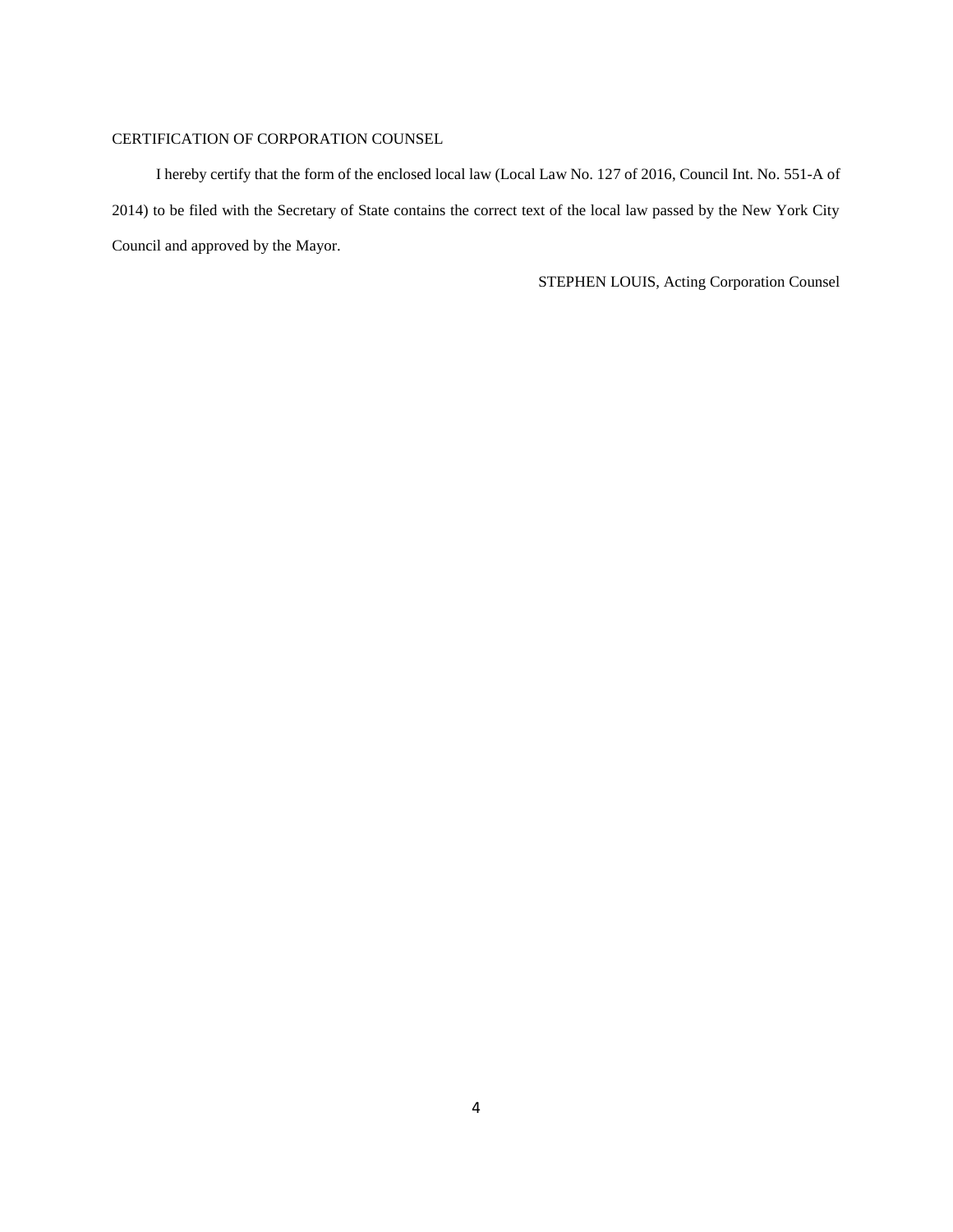CERTIFICATION OF CORPORATION COUNSEL

I hereby certify that the form of the enclosed local law (Local Law No. 127 of 2016, Council Int. No. 551-A of 2014) to be filed with the Secretary of State contains the correct text of the local law passed by the New York City Council and approved by the Mayor.

STEPHEN LOUIS, Acting Corporation Counsel